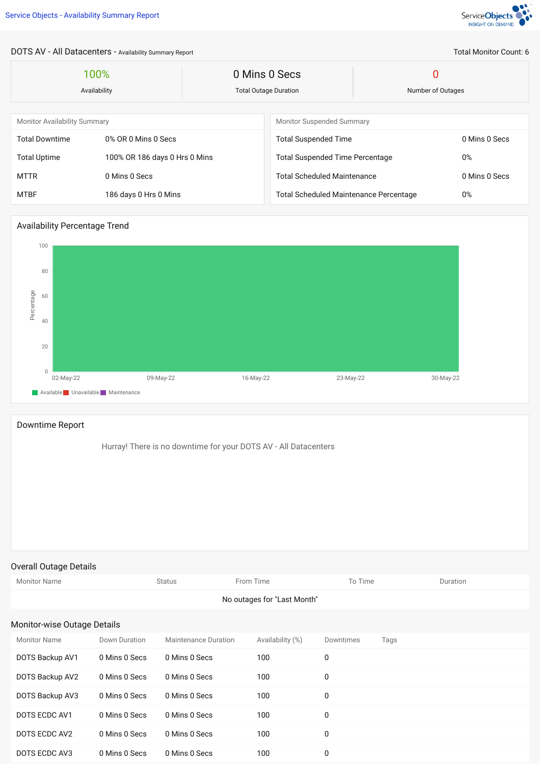# DOTS AV - All Datacenters - Availability Summary Report

Total Monitor Count: 6

| 100% | 0 Mins 0 Secs | 0 |
|---|---|---|
| Availability | Total Outage Duration | Number of Outages |

## Monitor Availability Summary

| | |
|---|---|
| Total Downtime | 0% OR 0 Mins 0 Secs |
| Total Uptime | 100% OR 186 days 0 Hrs 0 Mins |
| MTTR | 0 Mins 0 Secs |
| MTBF | 186 days 0 Hrs 0 Mins |

## Monitor Suspended Summary

| | |
|---|---|
| Total Suspended Time | 0 Mins 0 Secs |
| Total Suspended Time Percentage | 0% |
| Total Scheduled Maintenance | 0 Mins 0 Secs |
| Total Scheduled Maintenance Percentage | 0% |

## Availability Percentage Trend

Percentage

100, 80, 60, 40, 20, 0

02-May-22, 09-May-22, 16-May-22, 23-May-22, 30-May-22

Available, Unavailable, Maintenance

## Downtime Report

Hurray! There is no downtime for your DOTS AV - All Datacenters

## Overall Outage Details

| Monitor Name | Status | From Time | To Time | Duration |
|---|---|---|---|---|
| No outages for "Last Month" | | | | |

## Monitor-wise Outage Details

| Monitor Name | Down Duration | Maintenance Duration | Availability (%) | Downtimes | Tags |
|---|---|---|---|---|---|
| DOTS Backup AV1 | 0 Mins 0 Secs | 0 Mins 0 Secs | 100 | 0 | |
| DOTS Backup AV2 | 0 Mins 0 Secs | 0 Mins 0 Secs | 100 | 0 | |
| DOTS Backup AV3 | 0 Mins 0 Secs | 0 Mins 0 Secs | 100 | 0 | |
| DOTS ECDC AV1 | 0 Mins 0 Secs | 0 Mins 0 Secs | 100 | 0 | |
| DOTS ECDC AV2 | 0 Mins 0 Secs | 0 Mins 0 Secs | 100 | 0 | |
| DOTS ECDC AV3 | 0 Mins 0 Secs | 0 Mins 0 Secs | 100 | 0 | |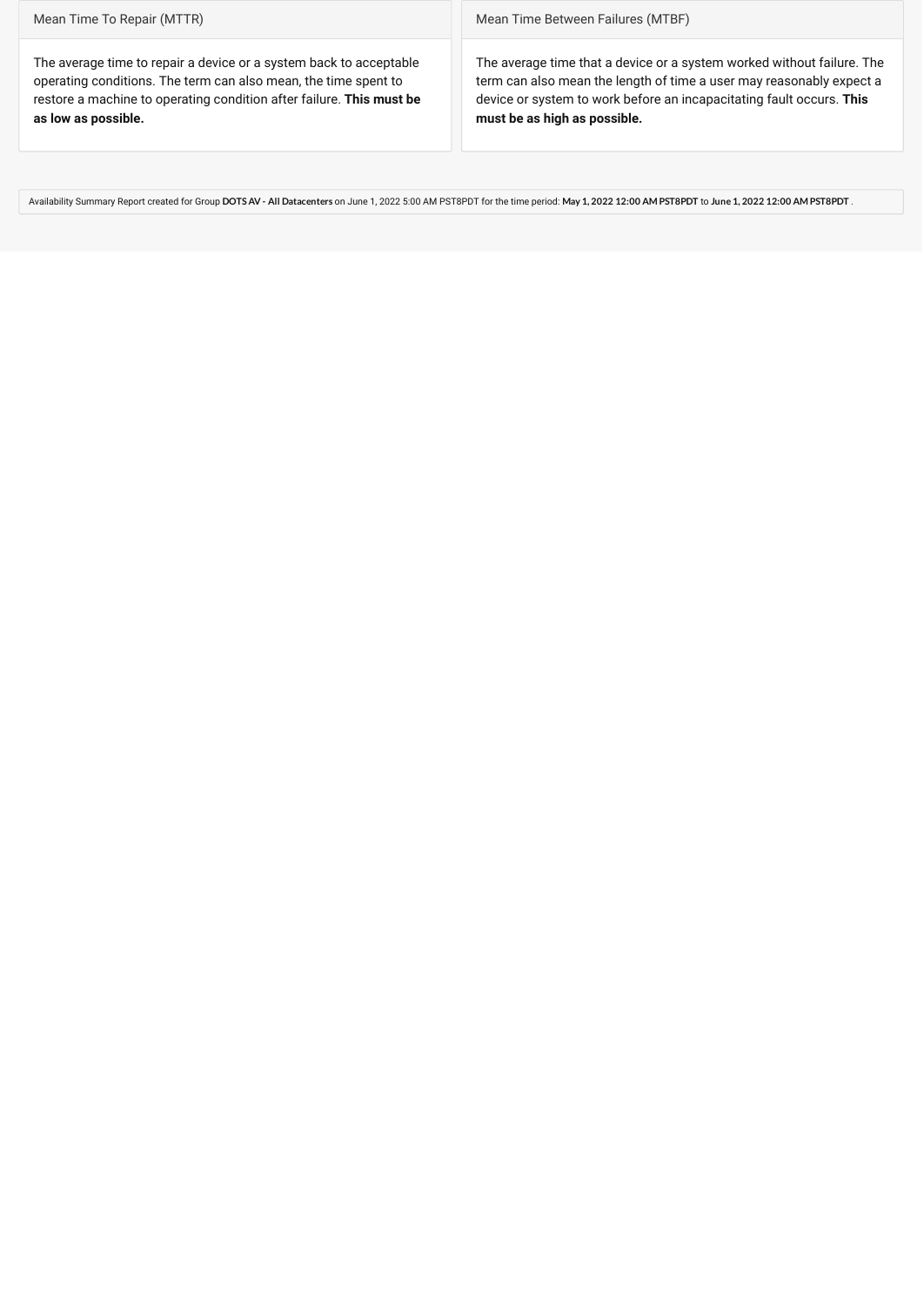### Mean Time To Repair (MTTR)

The average time to repair a device or a system back to acceptable operating conditions. The term can also mean, the time spent to restore a machine to operating condition after failure. **This must be as low as possible.**

### Mean Time Between Failures (MTBF)

The average time that a device or a system worked without failure. The term can also mean the length of time a user may reasonably expect a device or system to work before an incapacitating fault occurs. **This must be as high as possible.**

Availability Summary Report created for Group **DOTS AV - All Datacenters** on June 1, 2022 5:00 AM PST8PDT for the time period: **May 1, 2022 12:00 AM PST8PDT** to **June 1, 2022 12:00 AM PST8PDT** .